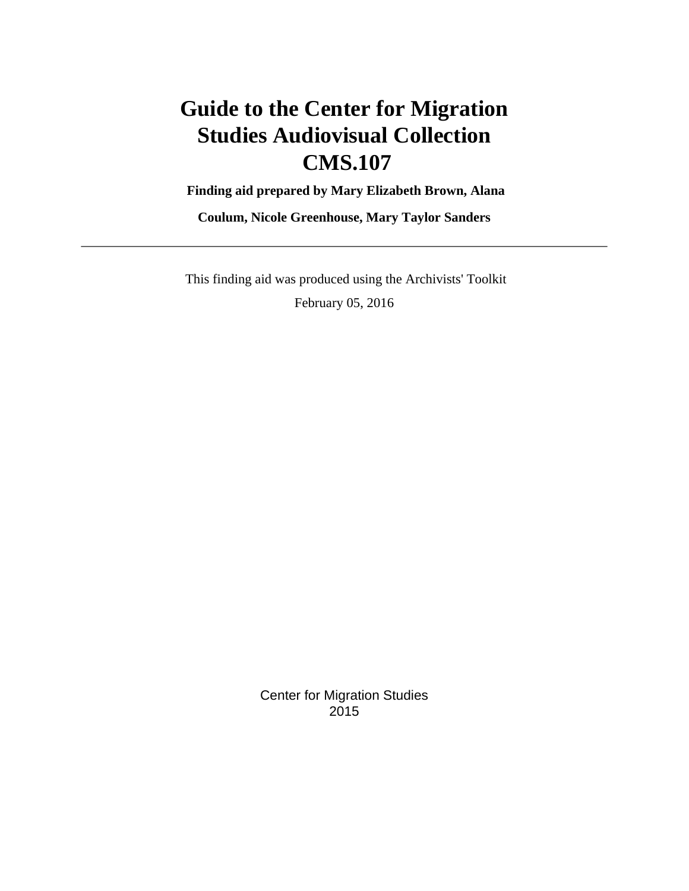# Guide to the Center for Migration Studies Audiovisual Collection CMS.107

**Finding aid prepared by Mary Elizabeth Brown, Alana Coulum, Nicole Greenhouse, Mary Taylor Sanders**

---

This finding aid was produced using the Archivists' Toolkit

February 05, 2016

Center for Migration Studies
2015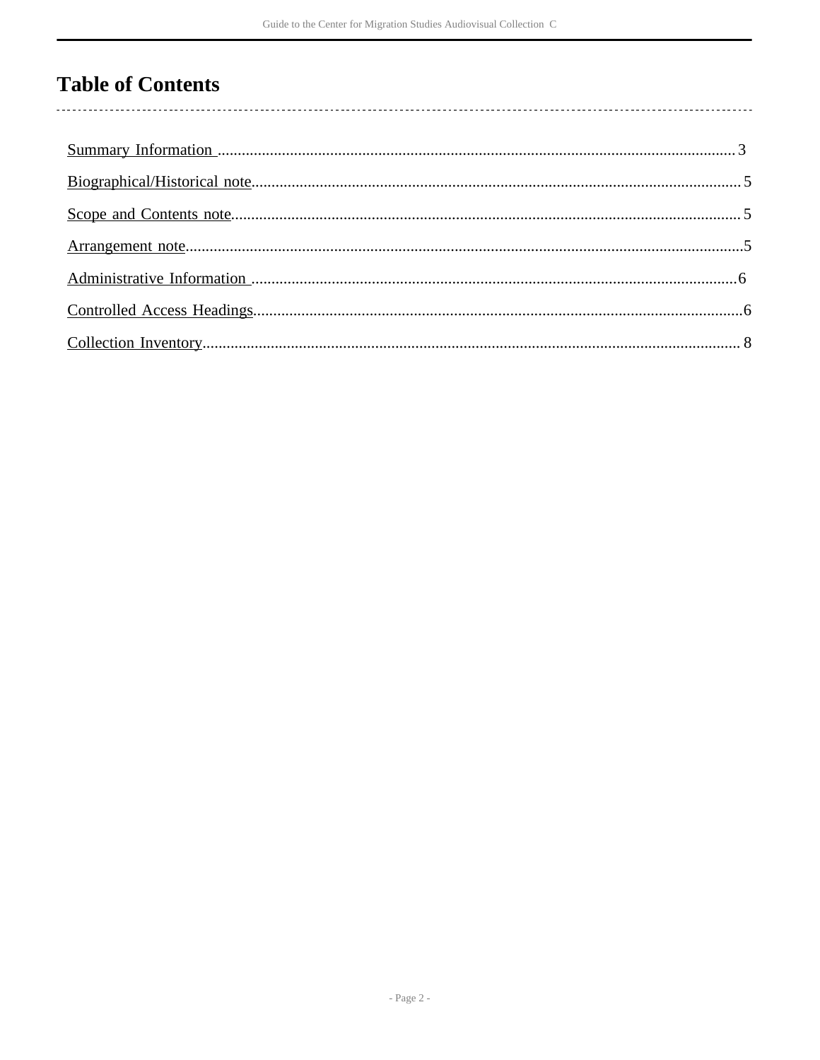# Table of Contents

- Summary Information ........................................................................ 3
- Biographical/Historical note ............................................................ 5
- Scope and Contents note .................................................................. 5
- Arrangement note ............................................................................. 5
- Administrative Information ............................................................. 6
- Controlled Access Headings .............................................................. 6
- Collection Inventory ......................................................................... 8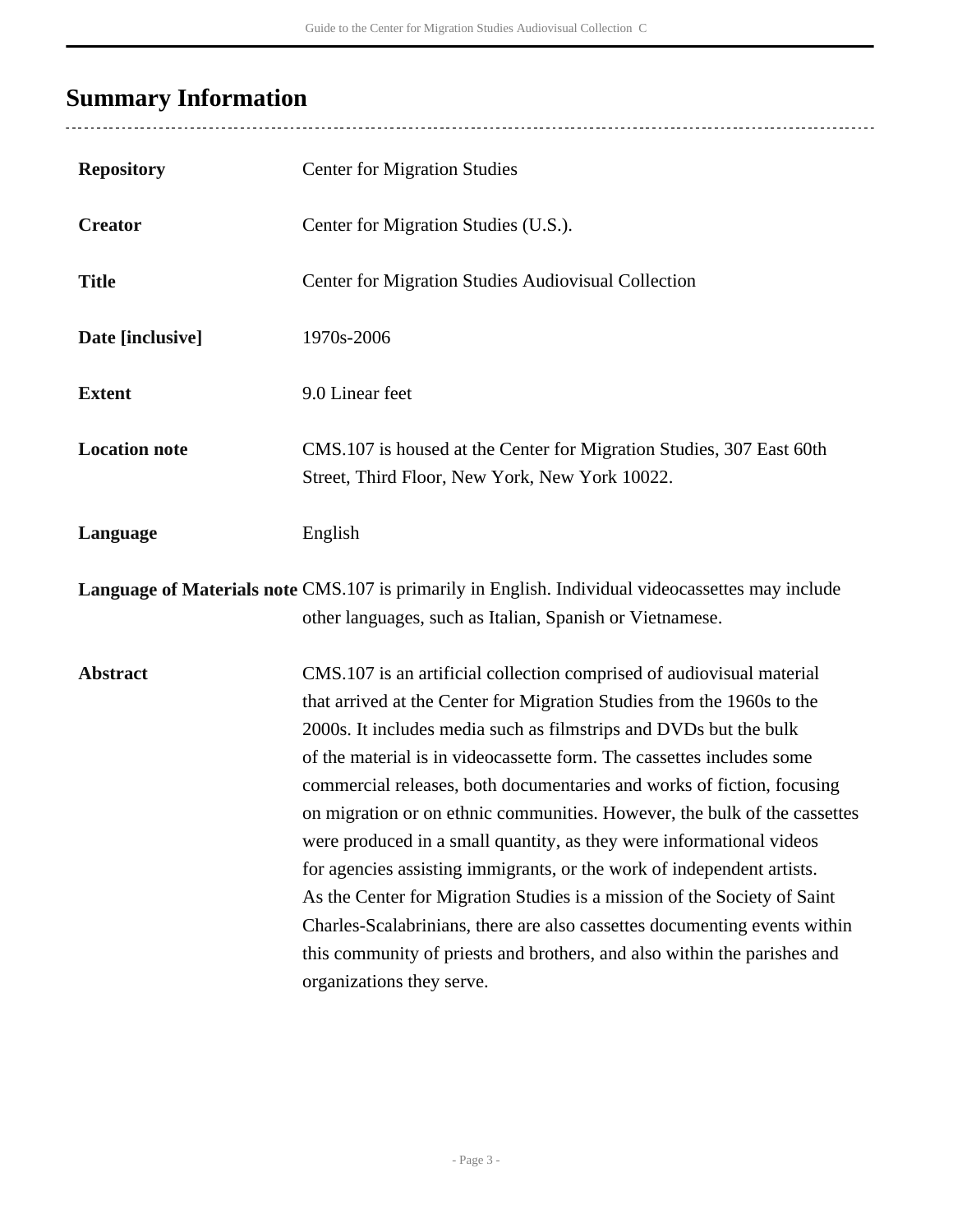## Summary Information

| | |
|---|---|
| **Repository** | Center for Migration Studies |
| **Creator** | Center for Migration Studies (U.S.). |
| **Title** | Center for Migration Studies Audiovisual Collection |
| **Date [inclusive]** | 1970s-2006 |
| **Extent** | 9.0 Linear feet |
| **Location note** | CMS.107 is housed at the Center for Migration Studies, 307 East 60th Street, Third Floor, New York, New York 10022. |
| **Language** | English |
| **Language of Materials note** | CMS.107 is primarily in English. Individual videocassettes may include other languages, such as Italian, Spanish or Vietnamese. |
| **Abstract** | CMS.107 is an artificial collection comprised of audiovisual material that arrived at the Center for Migration Studies from the 1960s to the 2000s. It includes media such as filmstrips and DVDs but the bulk of the material is in videocassette form. The cassettes includes some commercial releases, both documentaries and works of fiction, focusing on migration or on ethnic communities. However, the bulk of the cassettes were produced in a small quantity, as they were informational videos for agencies assisting immigrants, or the work of independent artists. As the Center for Migration Studies is a mission of the Society of Saint Charles-Scalabrinians, there are also cassettes documenting events within this community of priests and brothers, and also within the parishes and organizations they serve. |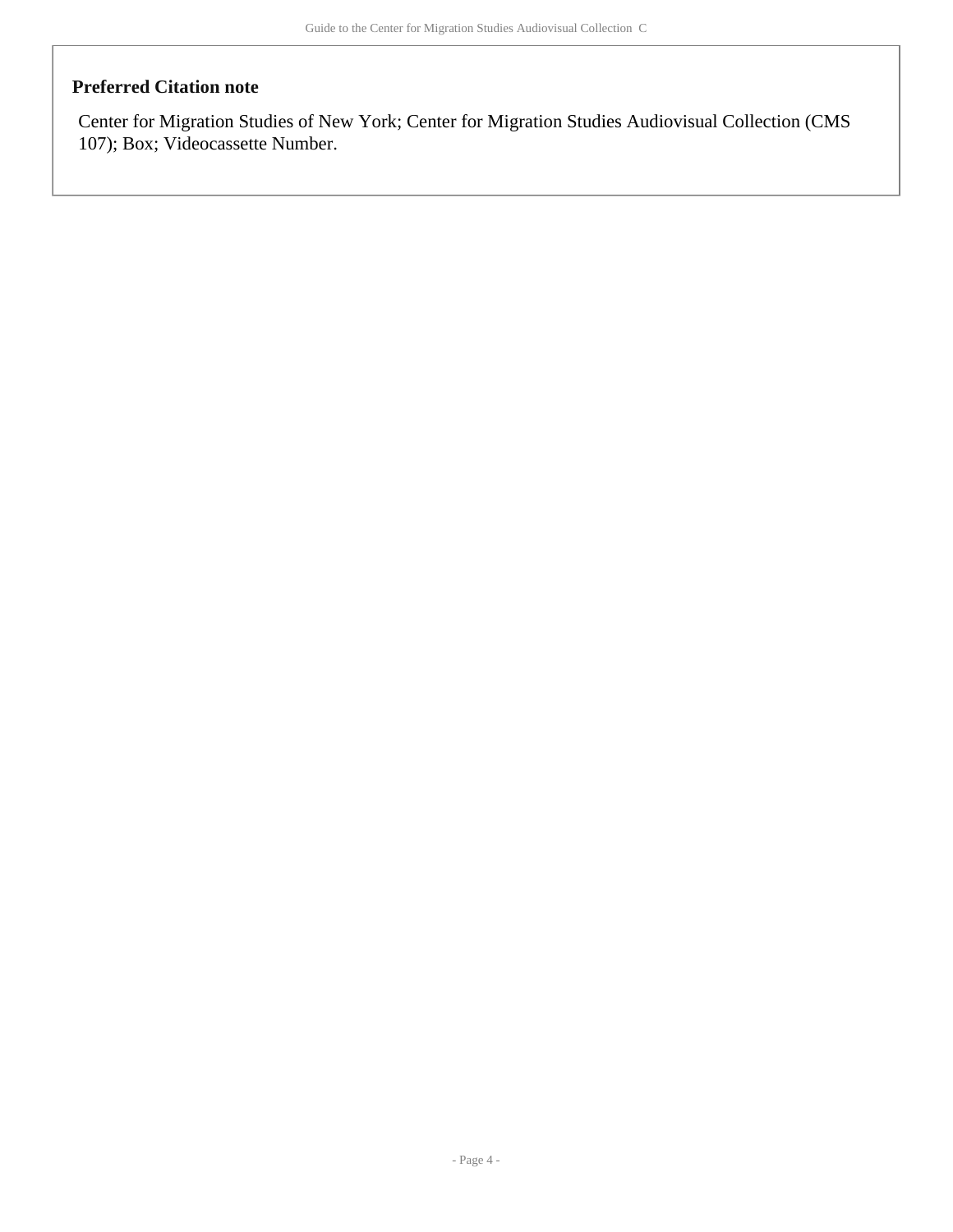### Preferred Citation note

Center for Migration Studies of New York; Center for Migration Studies Audiovisual Collection (CMS 107); Box; Videocassette Number.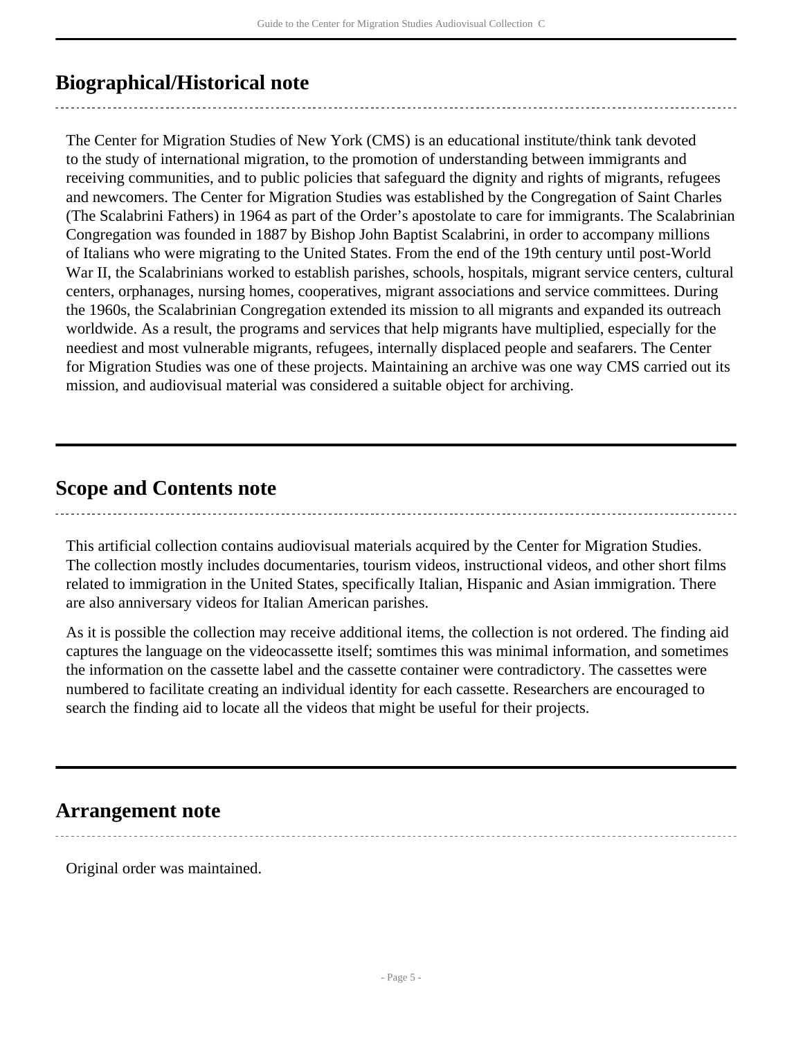## Biographical/Historical note

The Center for Migration Studies of New York (CMS) is an educational institute/think tank devoted to the study of international migration, to the promotion of understanding between immigrants and receiving communities, and to public policies that safeguard the dignity and rights of migrants, refugees and newcomers. The Center for Migration Studies was established by the Congregation of Saint Charles (The Scalabrini Fathers) in 1964 as part of the Order's apostolate to care for immigrants. The Scalabrinian Congregation was founded in 1887 by Bishop John Baptist Scalabrini, in order to accompany millions of Italians who were migrating to the United States. From the end of the 19th century until post-World War II, the Scalabrinians worked to establish parishes, schools, hospitals, migrant service centers, cultural centers, orphanages, nursing homes, cooperatives, migrant associations and service committees. During the 1960s, the Scalabrinian Congregation extended its mission to all migrants and expanded its outreach worldwide. As a result, the programs and services that help migrants have multiplied, especially for the neediest and most vulnerable migrants, refugees, internally displaced people and seafarers. The Center for Migration Studies was one of these projects. Maintaining an archive was one way CMS carried out its mission, and audiovisual material was considered a suitable object for archiving.

## Scope and Contents note

This artificial collection contains audiovisual materials acquired by the Center for Migration Studies. The collection mostly includes documentaries, tourism videos, instructional videos, and other short films related to immigration in the United States, specifically Italian, Hispanic and Asian immigration. There are also anniversary videos for Italian American parishes.

As it is possible the collection may receive additional items, the collection is not ordered. The finding aid captures the language on the videocassette itself; somtimes this was minimal information, and sometimes the information on the cassette label and the cassette container were contradictory. The cassettes were numbered to facilitate creating an individual identity for each cassette. Researchers are encouraged to search the finding aid to locate all the videos that might be useful for their projects.

## Arrangement note

Original order was maintained.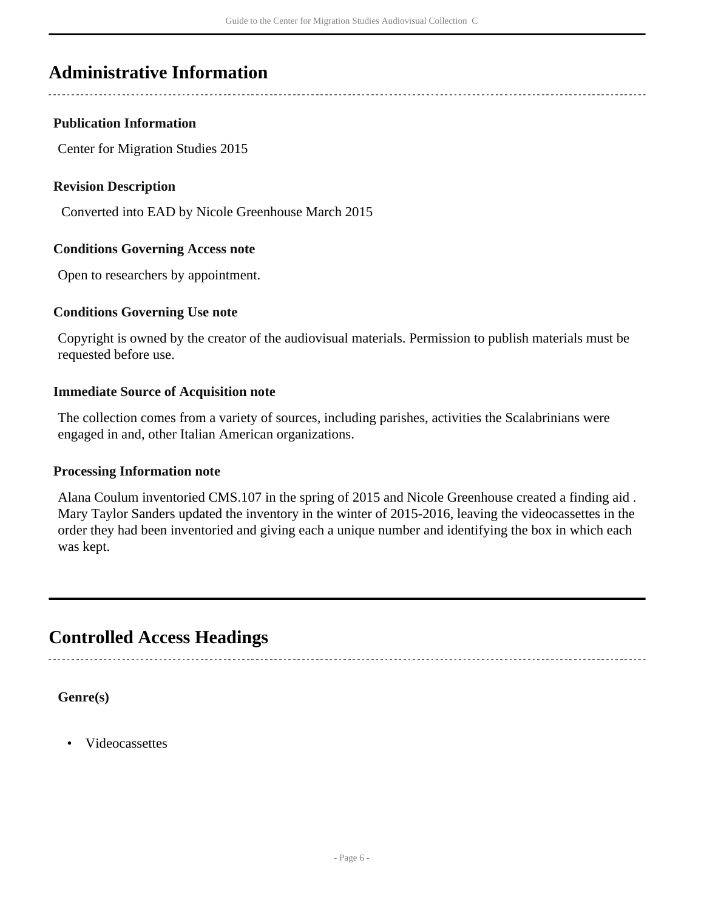## Administrative Information

### Publication Information

Center for Migration Studies 2015

### Revision Description

Converted into EAD by Nicole Greenhouse March 2015

### Conditions Governing Access note

Open to researchers by appointment.

### Conditions Governing Use note

Copyright is owned by the creator of the audiovisual materials. Permission to publish materials must be requested before use.

### Immediate Source of Acquisition note

The collection comes from a variety of sources, including parishes, activities the Scalabrinians were engaged in and, other Italian American organizations.

### Processing Information note

Alana Coulum inventoried CMS.107 in the spring of 2015 and Nicole Greenhouse created a finding aid . Mary Taylor Sanders updated the inventory in the winter of 2015-2016, leaving the videocassettes in the order they had been inventoried and giving each a unique number and identifying the box in which each was kept.

## Controlled Access Headings

### Genre(s)

- Videocassettes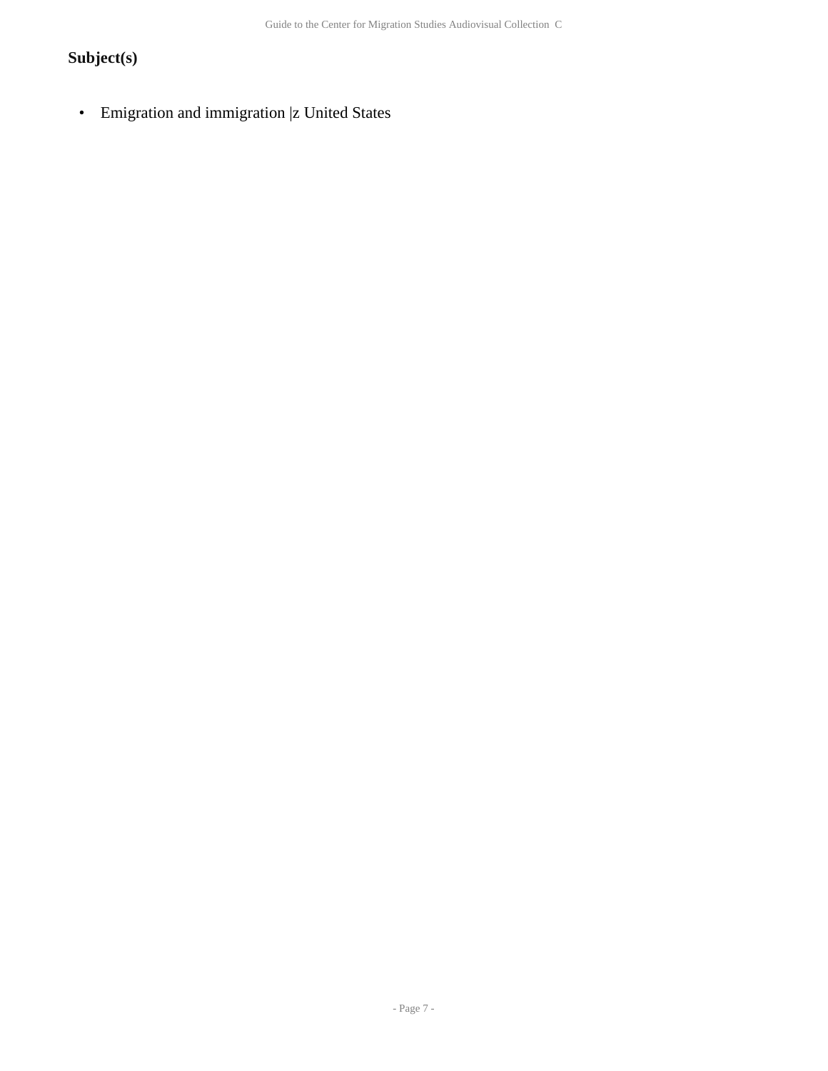### Subject(s)

- Emigration and immigration |z United States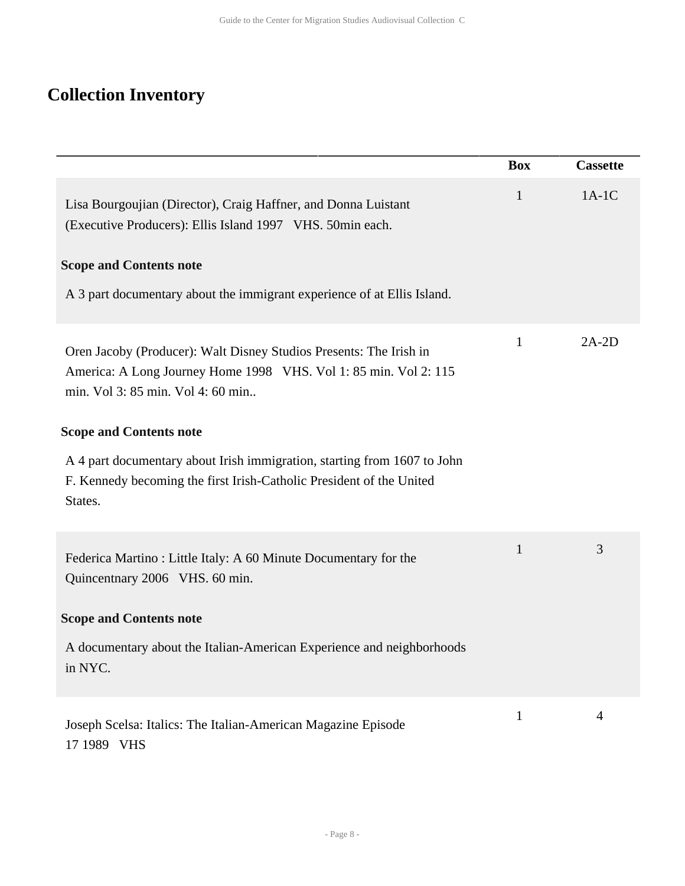# Collection Inventory

| | Box | Cassette |
|---|---|---|
| Lisa Bourgoujian (Director), Craig Haffner, and Donna Luistant (Executive Producers): Ellis Island 1997 VHS. 50min each.<br><br>**Scope and Contents note**<br><br>A 3 part documentary about the immigrant experience of at Ellis Island. | 1 | 1A-1C |
| Oren Jacoby (Producer): Walt Disney Studios Presents: The Irish in America: A Long Journey Home 1998 VHS. Vol 1: 85 min. Vol 2: 115 min. Vol 3: 85 min. Vol 4: 60 min..<br><br>**Scope and Contents note**<br><br>A 4 part documentary about Irish immigration, starting from 1607 to John F. Kennedy becoming the first Irish-Catholic President of the United States. | 1 | 2A-2D |
| Federica Martino : Little Italy: A 60 Minute Documentary for the Quincentnary 2006 VHS. 60 min.<br><br>**Scope and Contents note**<br><br>A documentary about the Italian-American Experience and neighborhoods in NYC. | 1 | 3 |
| Joseph Scelsa: Italics: The Italian-American Magazine Episode 17 1989 VHS | 1 | 4 |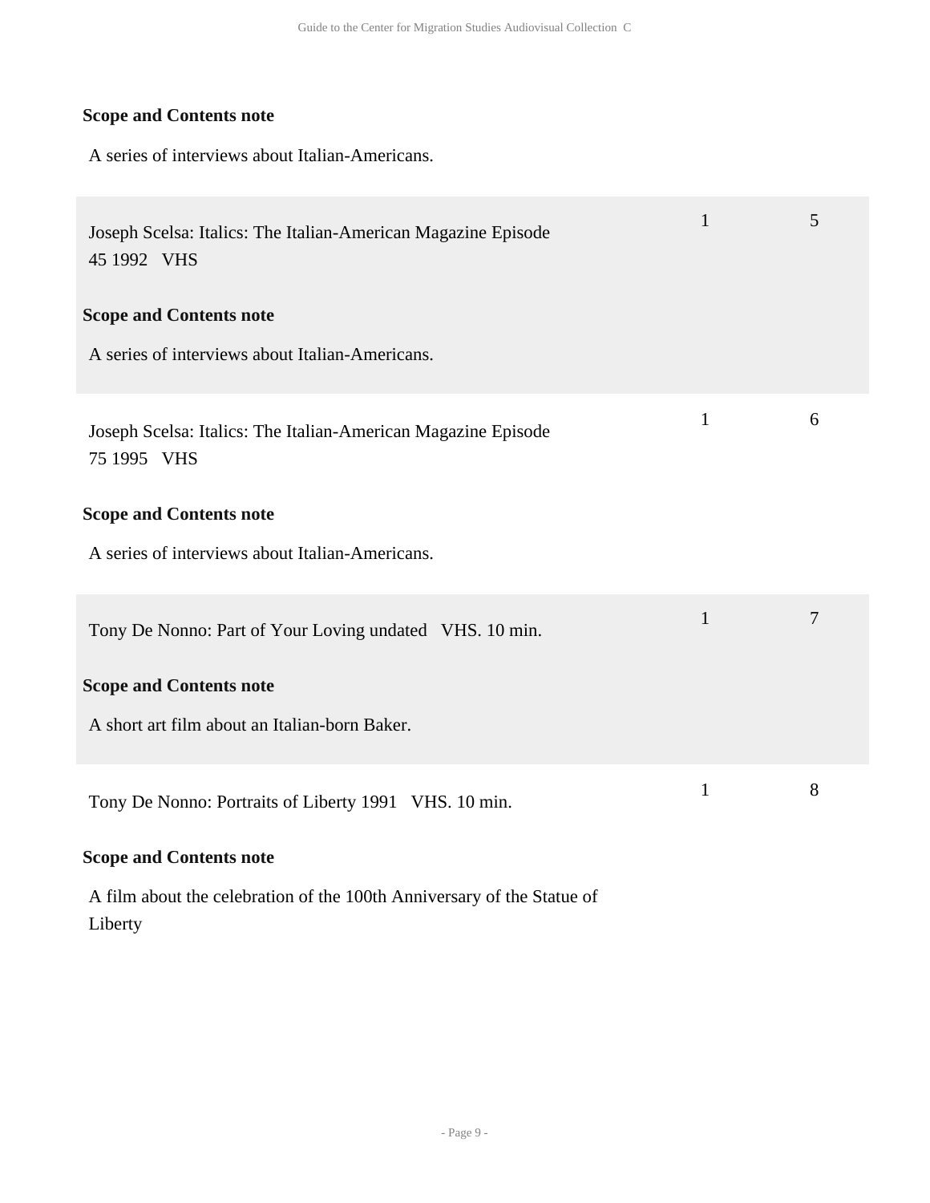**Scope and Contents note**

A series of interviews about Italian-Americans.

| | | |
|---|---|---|
| Joseph Scelsa: Italics: The Italian-American Magazine Episode 45 1992 VHS | 1 | 5 |

**Scope and Contents note**

A series of interviews about Italian-Americans.

| | | |
|---|---|---|
| Joseph Scelsa: Italics: The Italian-American Magazine Episode 75 1995 VHS | 1 | 6 |

**Scope and Contents note**

A series of interviews about Italian-Americans.

| | | |
|---|---|---|
| Tony De Nonno: Part of Your Loving undated VHS. 10 min. | 1 | 7 |

**Scope and Contents note**

A short art film about an Italian-born Baker.

| | | |
|---|---|---|
| Tony De Nonno: Portraits of Liberty 1991 VHS. 10 min. | 1 | 8 |

**Scope and Contents note**

A film about the celebration of the 100th Anniversary of the Statue of Liberty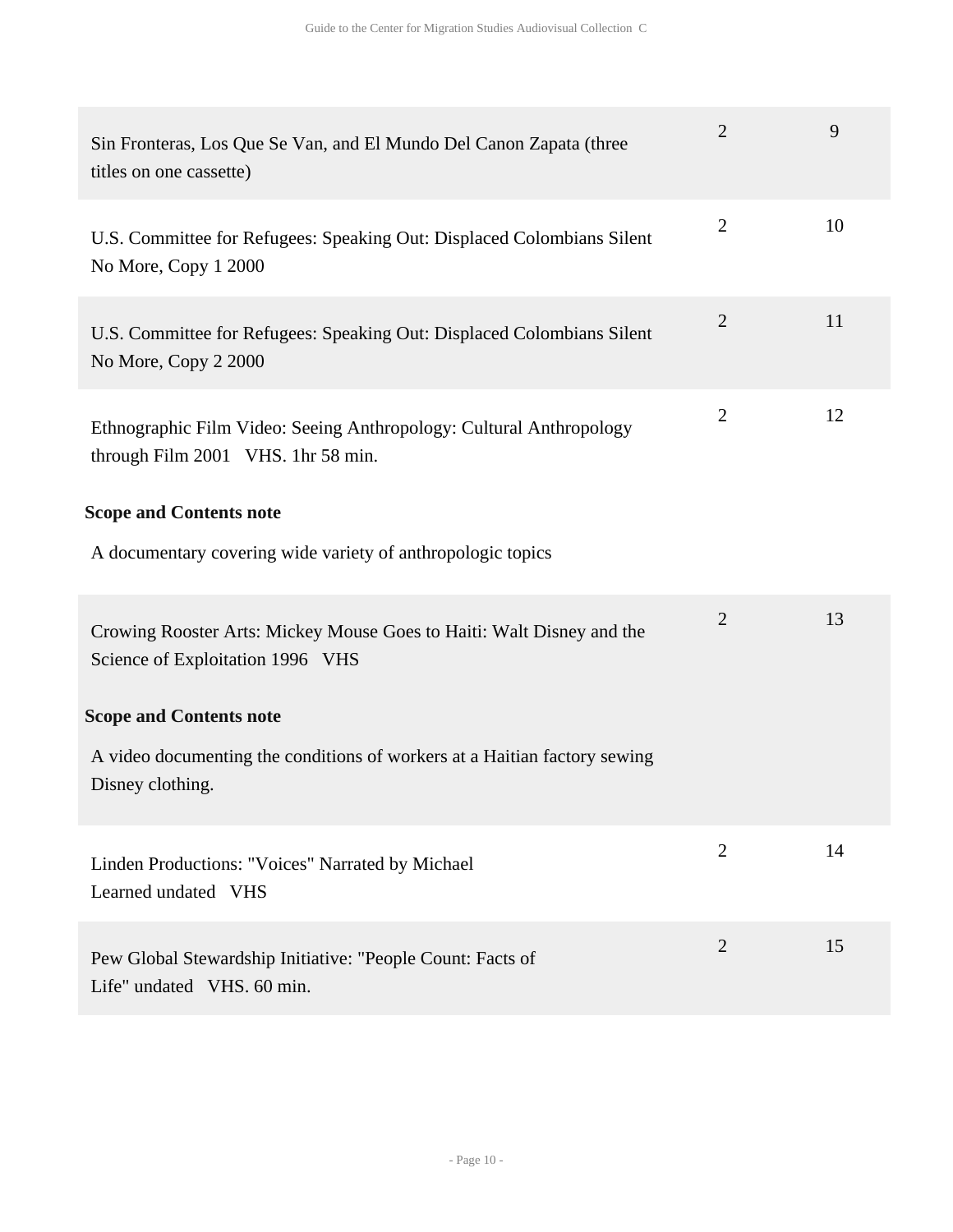| | | |
|---|---|---|
| Sin Fronteras, Los Que Se Van, and El Mundo Del Canon Zapata (three titles on one cassette) | 2 | 9 |
| U.S. Committee for Refugees: Speaking Out: Displaced Colombians Silent No More, Copy 1 2000 | 2 | 10 |
| U.S. Committee for Refugees: Speaking Out: Displaced Colombians Silent No More, Copy 2 2000 | 2 | 11 |
| Ethnographic Film Video: Seeing Anthropology: Cultural Anthropology through Film 2001 VHS. 1hr 58 min.<br><br>**Scope and Contents note**<br><br>A documentary covering wide variety of anthropologic topics | 2 | 12 |
| Crowing Rooster Arts: Mickey Mouse Goes to Haiti: Walt Disney and the Science of Exploitation 1996 VHS<br><br>**Scope and Contents note**<br><br>A video documenting the conditions of workers at a Haitian factory sewing Disney clothing. | 2 | 13 |
| Linden Productions: "Voices" Narrated by Michael Learned undated VHS | 2 | 14 |
| Pew Global Stewardship Initiative: "People Count: Facts of Life" undated VHS. 60 min. | 2 | 15 |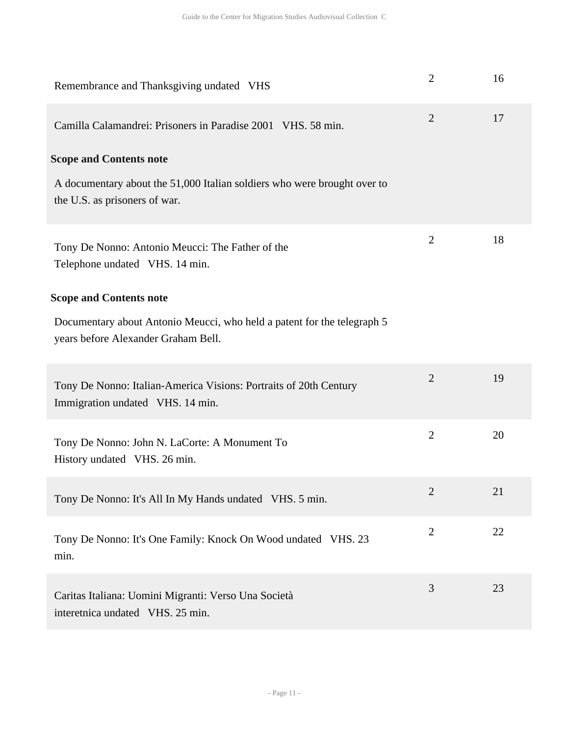| | | |
|---|---|---|
| Remembrance and Thanksgiving undated VHS | 2 | 16 |
| Camilla Calamandrei: Prisoners in Paradise 2001 VHS. 58 min.<br><br>**Scope and Contents note**<br><br>A documentary about the 51,000 Italian soldiers who were brought over to the U.S. as prisoners of war. | 2 | 17 |
| Tony De Nonno: Antonio Meucci: The Father of the Telephone undated VHS. 14 min.<br><br>**Scope and Contents note**<br><br>Documentary about Antonio Meucci, who held a patent for the telegraph 5 years before Alexander Graham Bell. | 2 | 18 |
| Tony De Nonno: Italian-America Visions: Portraits of 20th Century Immigration undated VHS. 14 min. | 2 | 19 |
| Tony De Nonno: John N. LaCorte: A Monument To History undated VHS. 26 min. | 2 | 20 |
| Tony De Nonno: It's All In My Hands undated VHS. 5 min. | 2 | 21 |
| Tony De Nonno: It's One Family: Knock On Wood undated VHS. 23 min. | 2 | 22 |
| Caritas Italiana: Uomini Migranti: Verso Una Società interetnica undated VHS. 25 min. | 3 | 23 |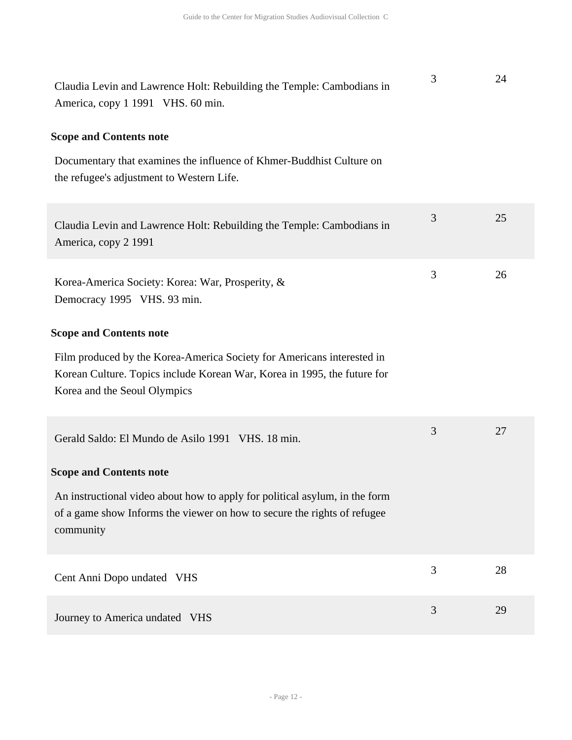| | Box | Folder |
| --- | --- | --- |
| Claudia Levin and Lawrence Holt: Rebuilding the Temple: Cambodians in America, copy 1 1991 VHS. 60 min.<br><br>**Scope and Contents note**<br><br>Documentary that examines the influence of Khmer-Buddhist Culture on the refugee's adjustment to Western Life. | 3 | 24 |
| Claudia Levin and Lawrence Holt: Rebuilding the Temple: Cambodians in America, copy 2 1991 | 3 | 25 |
| Korea-America Society: Korea: War, Prosperity, & Democracy 1995 VHS. 93 min.<br><br>**Scope and Contents note**<br><br>Film produced by the Korea-America Society for Americans interested in Korean Culture. Topics include Korean War, Korea in 1995, the future for Korea and the Seoul Olympics | 3 | 26 |
| Gerald Saldo: El Mundo de Asilo 1991 VHS. 18 min.<br><br>**Scope and Contents note**<br><br>An instructional video about how to apply for political asylum, in the form of a game show Informs the viewer on how to secure the rights of refugee community | 3 | 27 |
| Cent Anni Dopo undated VHS | 3 | 28 |
| Journey to America undated VHS | 3 | 29 |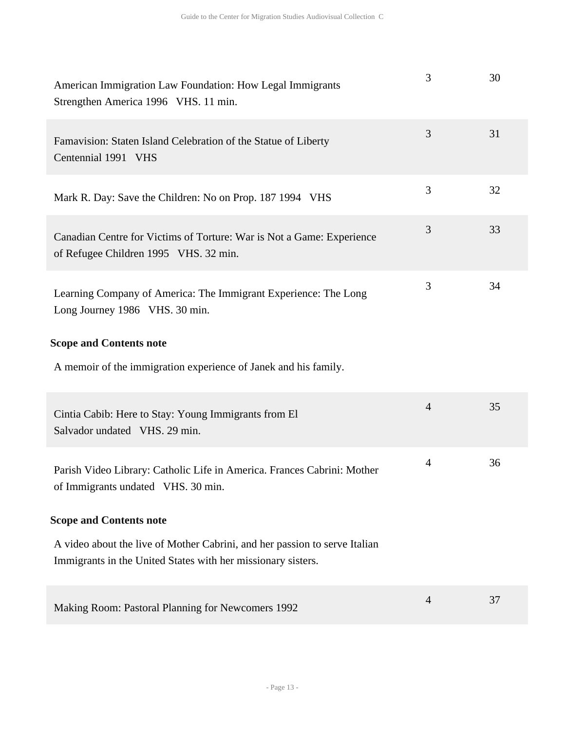| | | |
|---|---|---|
| American Immigration Law Foundation: How Legal Immigrants Strengthen America 1996 VHS. 11 min. | 3 | 30 |
| Famavision: Staten Island Celebration of the Statue of Liberty Centennial 1991 VHS | 3 | 31 |
| Mark R. Day: Save the Children: No on Prop. 187 1994 VHS | 3 | 32 |
| Canadian Centre for Victims of Torture: War is Not a Game: Experience of Refugee Children 1995 VHS. 32 min. | 3 | 33 |
| Learning Company of America: The Immigrant Experience: The Long Long Journey 1986 VHS. 30 min. | 3 | 34 |

**Scope and Contents note**

A memoir of the immigration experience of Janek and his family.

| | | |
|---|---|---|
| Cintia Cabib: Here to Stay: Young Immigrants from El Salvador undated VHS. 29 min. | 4 | 35 |
| Parish Video Library: Catholic Life in America. Frances Cabrini: Mother of Immigrants undated VHS. 30 min. | 4 | 36 |

**Scope and Contents note**

A video about the live of Mother Cabrini, and her passion to serve Italian Immigrants in the United States with her missionary sisters.

| | | |
|---|---|---|
| Making Room: Pastoral Planning for Newcomers 1992 | 4 | 37 |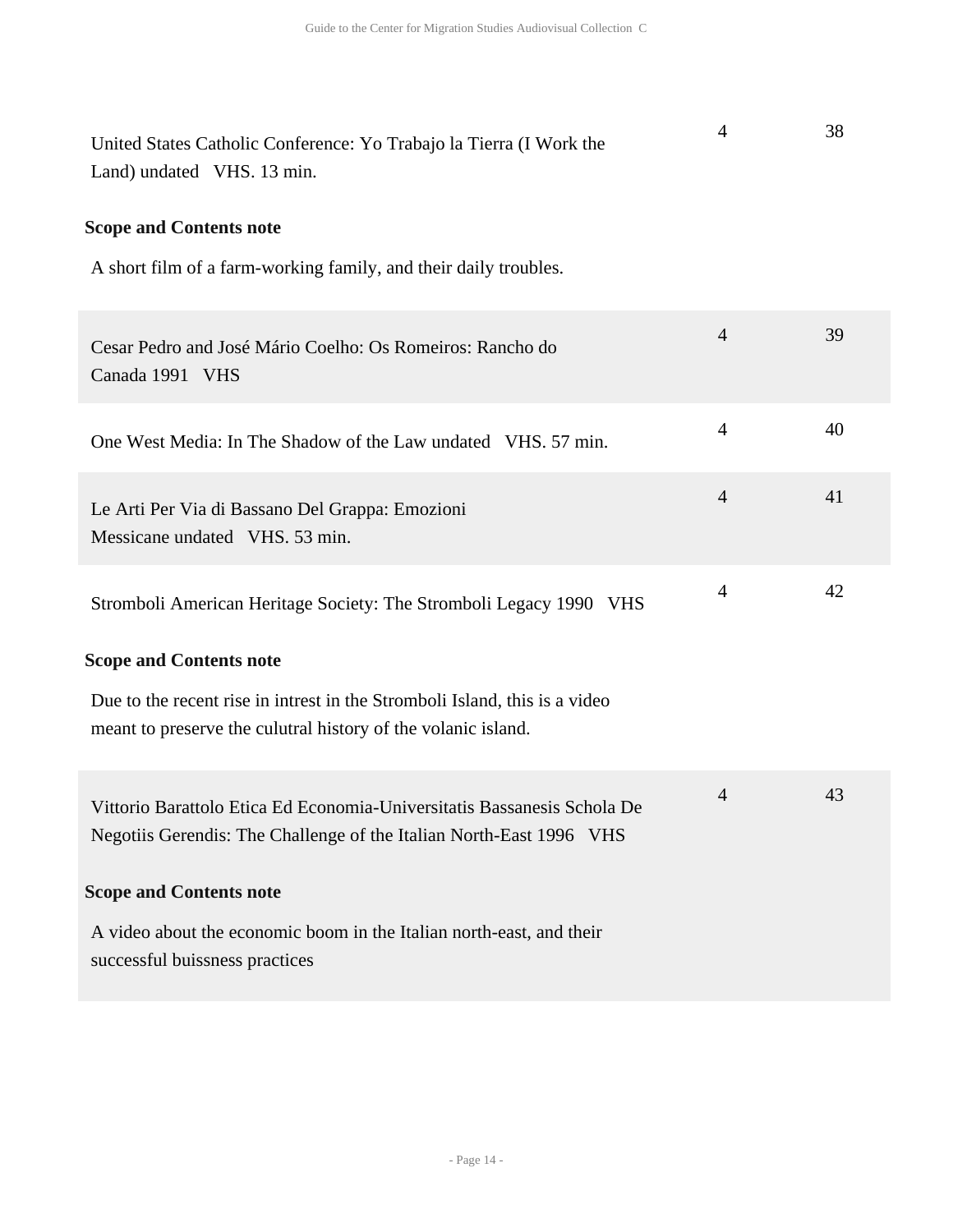| | | |
|---|---|---|
| United States Catholic Conference: Yo Trabajo la Tierra (I Work the Land) undated VHS. 13 min. | 4 | 38 |

**Scope and Contents note**

A short film of a farm-working family, and their daily troubles.

| | | |
|---|---|---|
| Cesar Pedro and José Mário Coelho: Os Romeiros: Rancho do Canada 1991 VHS | 4 | 39 |
| One West Media: In The Shadow of the Law undated VHS. 57 min. | 4 | 40 |
| Le Arti Per Via di Bassano Del Grappa: Emozioni Messicane undated VHS. 53 min. | 4 | 41 |
| Stromboli American Heritage Society: The Stromboli Legacy 1990 VHS | 4 | 42 |

**Scope and Contents note**

Due to the recent rise in intrest in the Stromboli Island, this is a video meant to preserve the culutral history of the volanic island.

| | | |
|---|---|---|
| Vittorio Barattolo Etica Ed Economia-Universitatis Bassanesis Schola De Negotiis Gerendis: The Challenge of the Italian North-East 1996 VHS | 4 | 43 |

**Scope and Contents note**

A video about the economic boom in the Italian north-east, and their successful buissness practices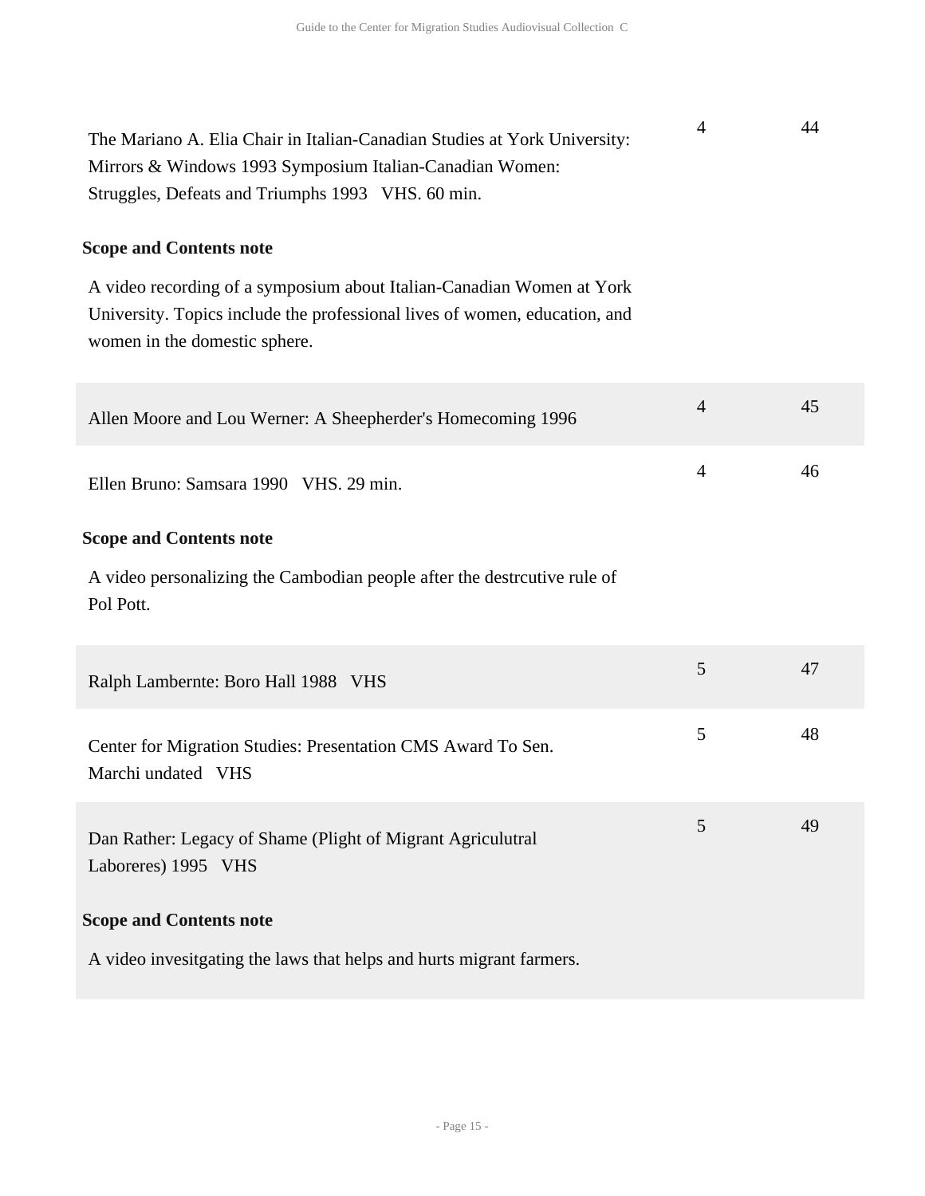| | | |
|---|---|---|
| The Mariano A. Elia Chair in Italian-Canadian Studies at York University: Mirrors & Windows 1993 Symposium Italian-Canadian Women: Struggles, Defeats and Triumphs 1993 VHS. 60 min. | 4 | 44 |

**Scope and Contents note**

A video recording of a symposium about Italian-Canadian Women at York University. Topics include the professional lives of women, education, and women in the domestic sphere.

| | | |
|---|---|---|
| Allen Moore and Lou Werner: A Sheepherder's Homecoming 1996 | 4 | 45 |
| Ellen Bruno: Samsara 1990 VHS. 29 min. | 4 | 46 |

**Scope and Contents note**

A video personalizing the Cambodian people after the destrcutive rule of Pol Pott.

| | | |
|---|---|---|
| Ralph Lambernte: Boro Hall 1988 VHS | 5 | 47 |
| Center for Migration Studies: Presentation CMS Award To Sen. Marchi undated VHS | 5 | 48 |
| Dan Rather: Legacy of Shame (Plight of Migrant Agriculutral Laboreres) 1995 VHS | 5 | 49 |

**Scope and Contents note**

A video invesitgating the laws that helps and hurts migrant farmers.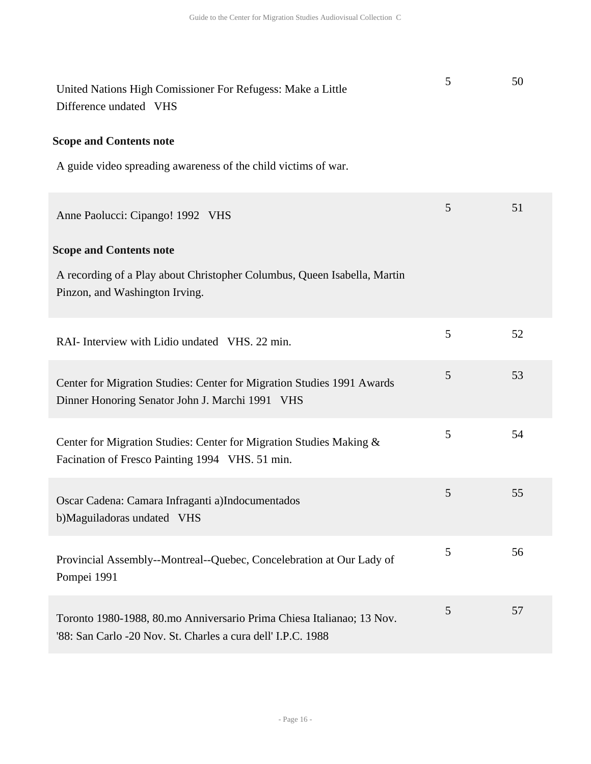| | | |
|---|---|---|
| United Nations High Comissioner For Refugess: Make a Little Difference undated VHS | 5 | 50 |

**Scope and Contents note**

A guide video spreading awareness of the child victims of war.

| | | |
|---|---|---|
| Anne Paolucci: Cipango! 1992 VHS | 5 | 51 |

**Scope and Contents note**

A recording of a Play about Christopher Columbus, Queen Isabella, Martin Pinzon, and Washington Irving.

| | | |
|---|---|---|
| RAI- Interview with Lidio undated VHS. 22 min. | 5 | 52 |
| Center for Migration Studies: Center for Migration Studies 1991 Awards Dinner Honoring Senator John J. Marchi 1991 VHS | 5 | 53 |
| Center for Migration Studies: Center for Migration Studies Making & Facination of Fresco Painting 1994 VHS. 51 min. | 5 | 54 |
| Oscar Cadena: Camara Infraganti a)Indocumentados b)Maguiladoras undated VHS | 5 | 55 |
| Provincial Assembly--Montreal--Quebec, Concelebration at Our Lady of Pompei 1991 | 5 | 56 |
| Toronto 1980-1988, 80.mo Anniversario Prima Chiesa Italianao; 13 Nov. '88: San Carlo -20 Nov. St. Charles a cura dell' I.P.C. 1988 | 5 | 57 |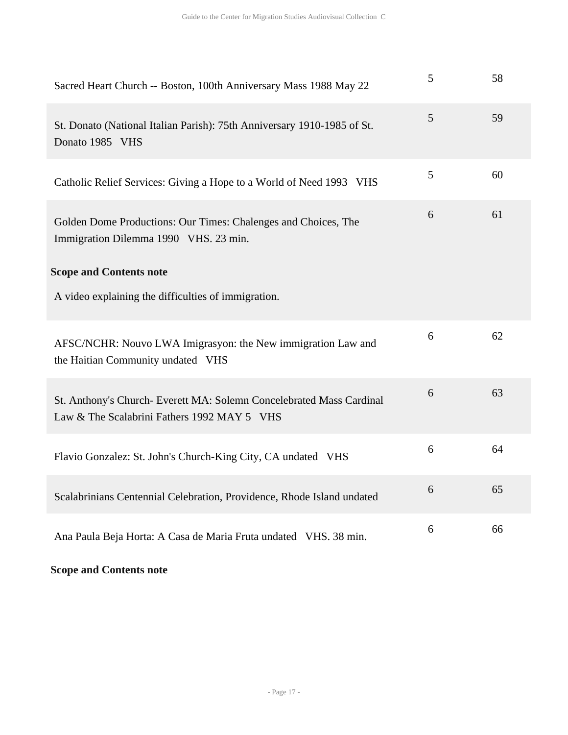| | | |
|---|---|---|
| Sacred Heart Church -- Boston, 100th Anniversary Mass 1988 May 22 | 5 | 58 |
| St. Donato (National Italian Parish): 75th Anniversary 1910-1985 of St. Donato 1985 VHS | 5 | 59 |
| Catholic Relief Services: Giving a Hope to a World of Need 1993 VHS | 5 | 60 |
| Golden Dome Productions: Our Times: Chalenges and Choices, The Immigration Dilemma 1990 VHS. 23 min.<br><br>**Scope and Contents note**<br><br>A video explaining the difficulties of immigration. | 6 | 61 |
| AFSC/NCHR: Nouvo LWA Imigrasyon: the New immigration Law and the Haitian Community undated VHS | 6 | 62 |
| St. Anthony's Church- Everett MA: Solemn Concelebrated Mass Cardinal Law & The Scalabrini Fathers 1992 MAY 5 VHS | 6 | 63 |
| Flavio Gonzalez: St. John's Church-King City, CA undated VHS | 6 | 64 |
| Scalabrinians Centennial Celebration, Providence, Rhode Island undated | 6 | 65 |
| Ana Paula Beja Horta: A Casa de Maria Fruta undated VHS. 38 min. | 6 | 66 |

**Scope and Contents note**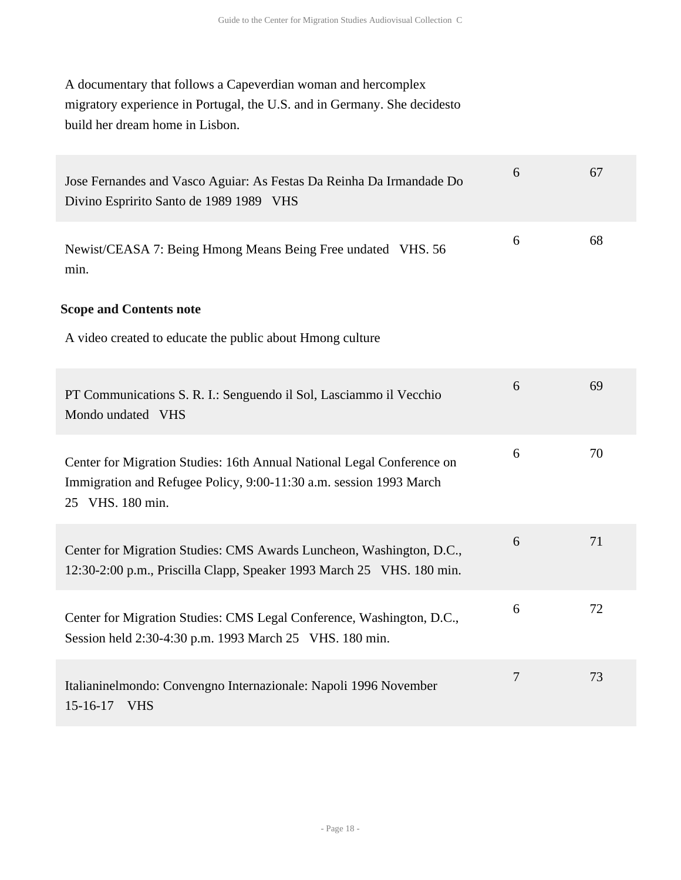A documentary that follows a Capeverdian woman and hercomplex migratory experience in Portugal, the U.S. and in Germany. She decidesto build her dream home in Lisbon.

| | | |
|---|---|---|
| Jose Fernandes and Vasco Aguiar: As Festas Da Reinha Da Irmandade Do Divino Espririto Santo de 1989 1989 VHS | 6 | 67 |
| Newist/CEASA 7: Being Hmong Means Being Free undated VHS. 56 min. | 6 | 68 |

**Scope and Contents note**

A video created to educate the public about Hmong culture

| | | |
|---|---|---|
| PT Communications S. R. I.: Senguendo il Sol, Lasciammo il Vecchio Mondo undated VHS | 6 | 69 |
| Center for Migration Studies: 16th Annual National Legal Conference on Immigration and Refugee Policy, 9:00-11:30 a.m. session 1993 March 25 VHS. 180 min. | 6 | 70 |
| Center for Migration Studies: CMS Awards Luncheon, Washington, D.C., 12:30-2:00 p.m., Priscilla Clapp, Speaker 1993 March 25 VHS. 180 min. | 6 | 71 |
| Center for Migration Studies: CMS Legal Conference, Washington, D.C., Session held 2:30-4:30 p.m. 1993 March 25 VHS. 180 min. | 6 | 72 |
| Italianinelmondo: Convengno Internazionale: Napoli 1996 November 15-16-17 VHS | 7 | 73 |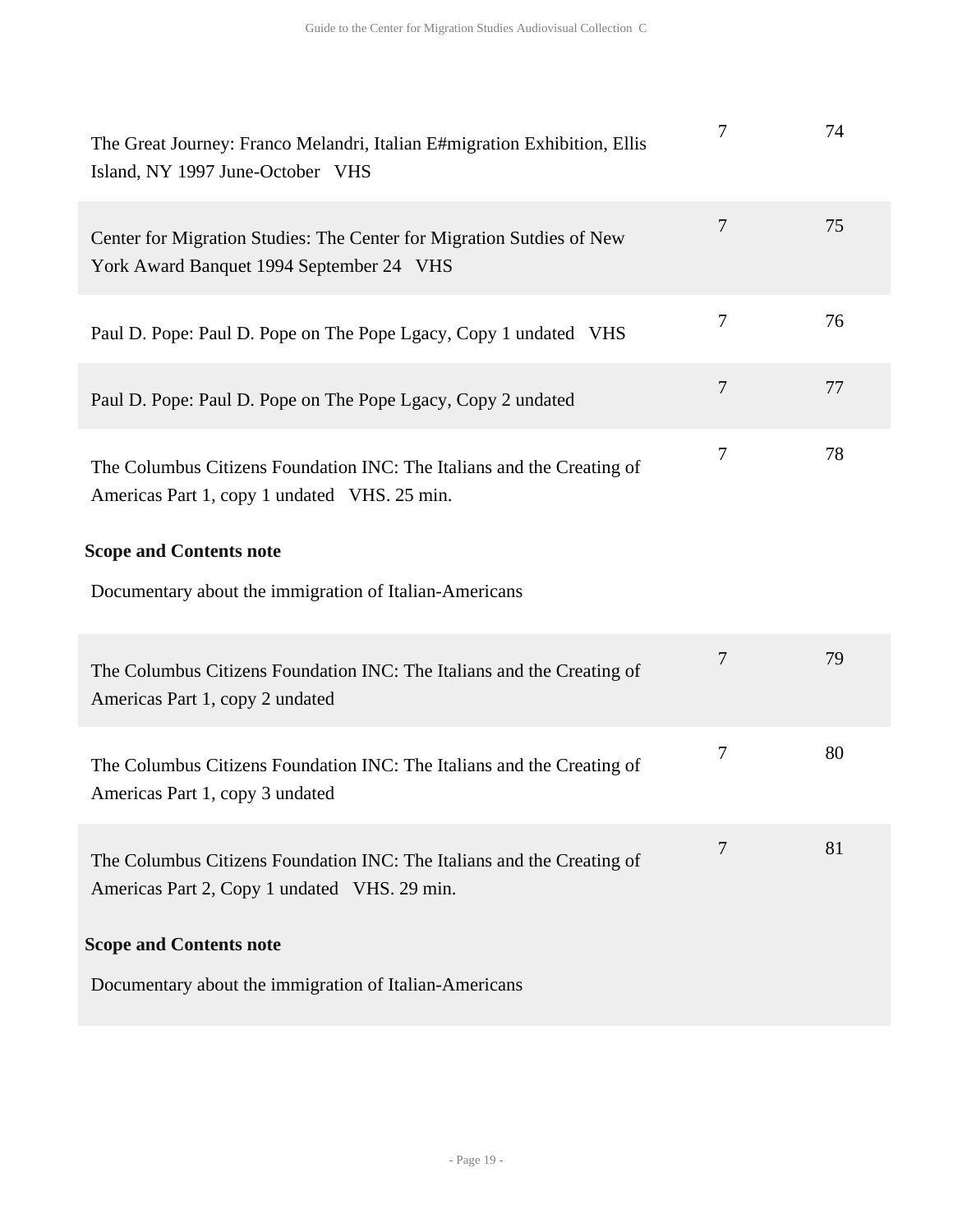| | | |
|---|---|---|
| The Great Journey: Franco Melandri, Italian E#migration Exhibition, Ellis Island, NY 1997 June-October VHS | 7 | 74 |
| Center for Migration Studies: The Center for Migration Sutdies of New York Award Banquet 1994 September 24 VHS | 7 | 75 |
| Paul D. Pope: Paul D. Pope on The Pope Lgacy, Copy 1 undated VHS | 7 | 76 |
| Paul D. Pope: Paul D. Pope on The Pope Lgacy, Copy 2 undated | 7 | 77 |
| The Columbus Citizens Foundation INC: The Italians and the Creating of Americas Part 1, copy 1 undated VHS. 25 min.<br><br>**Scope and Contents note**<br><br>Documentary about the immigration of Italian-Americans | 7 | 78 |
| The Columbus Citizens Foundation INC: The Italians and the Creating of Americas Part 1, copy 2 undated | 7 | 79 |
| The Columbus Citizens Foundation INC: The Italians and the Creating of Americas Part 1, copy 3 undated | 7 | 80 |
| The Columbus Citizens Foundation INC: The Italians and the Creating of Americas Part 2, Copy 1 undated VHS. 29 min.<br><br>**Scope and Contents note**<br><br>Documentary about the immigration of Italian-Americans | 7 | 81 |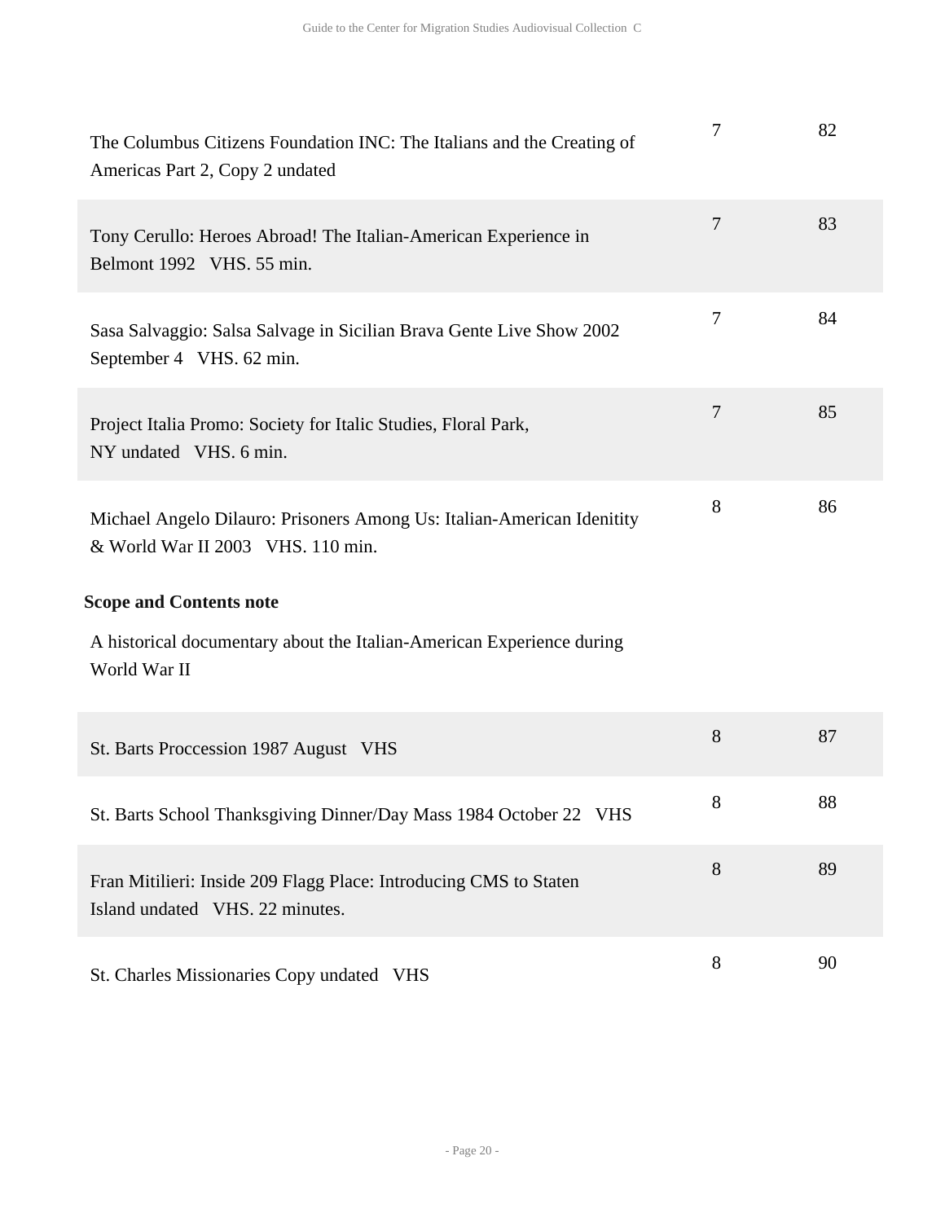| | | |
|---|---|---|
| The Columbus Citizens Foundation INC: The Italians and the Creating of Americas Part 2, Copy 2 undated | 7 | 82 |
| Tony Cerullo: Heroes Abroad! The Italian-American Experience in Belmont 1992 VHS. 55 min. | 7 | 83 |
| Sasa Salvaggio: Salsa Salvage in Sicilian Brava Gente Live Show 2002 September 4 VHS. 62 min. | 7 | 84 |
| Project Italia Promo: Society for Italic Studies, Floral Park, NY undated VHS. 6 min. | 7 | 85 |
| Michael Angelo Dilauro: Prisoners Among Us: Italian-American Idenitity & World War II 2003 VHS. 110 min. | 8 | 86 |

**Scope and Contents note**

A historical documentary about the Italian-American Experience during World War II

| | | |
|---|---|---|
| St. Barts Proccession 1987 August VHS | 8 | 87 |
| St. Barts School Thanksgiving Dinner/Day Mass 1984 October 22 VHS | 8 | 88 |
| Fran Mitilieri: Inside 209 Flagg Place: Introducing CMS to Staten Island undated VHS. 22 minutes. | 8 | 89 |
| St. Charles Missionaries Copy undated VHS | 8 | 90 |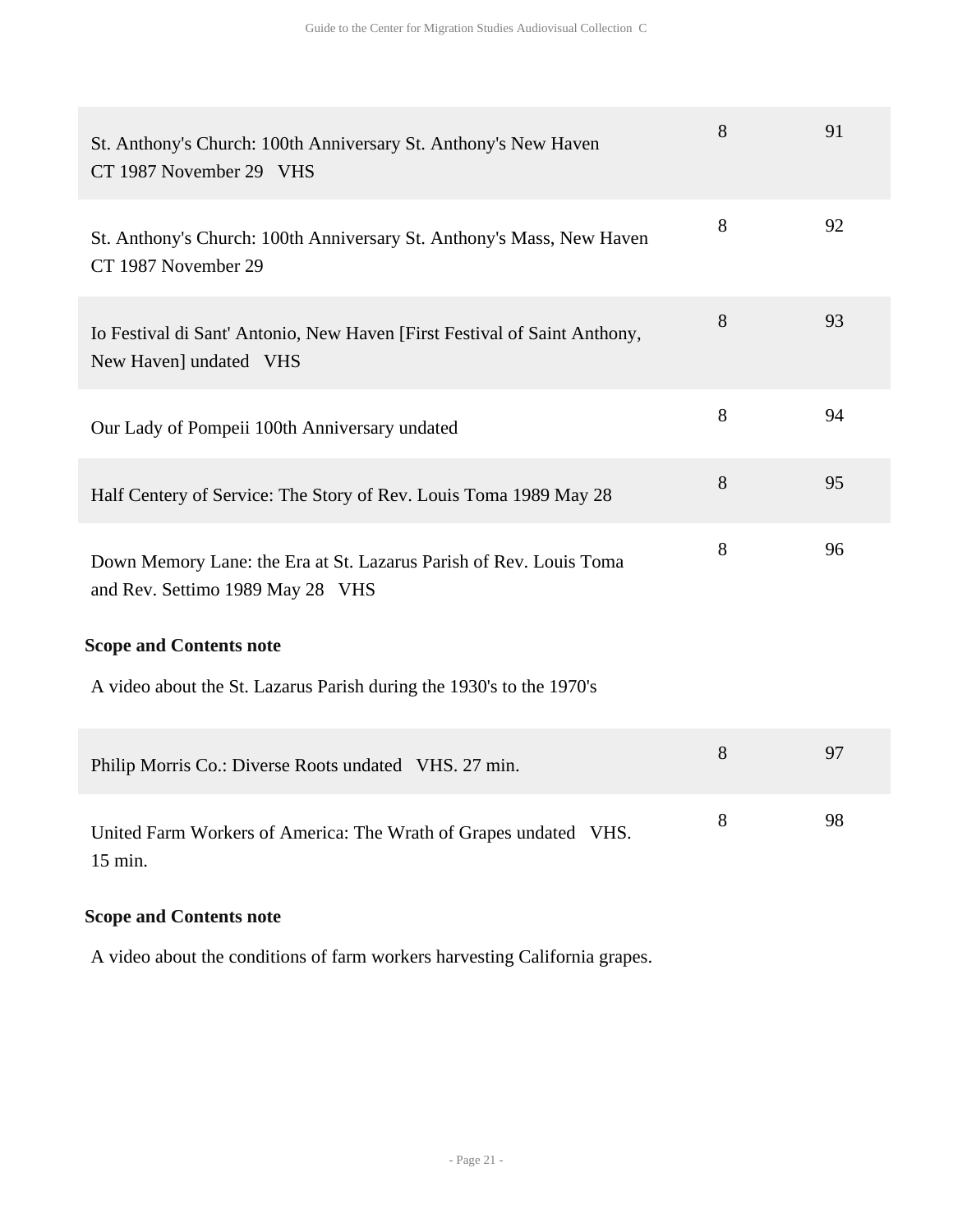| | | |
|---|---|---|
| St. Anthony's Church: 100th Anniversary St. Anthony's New Haven CT 1987 November 29 VHS | 8 | 91 |
| St. Anthony's Church: 100th Anniversary St. Anthony's Mass, New Haven CT 1987 November 29 | 8 | 92 |
| Io Festival di Sant' Antonio, New Haven [First Festival of Saint Anthony, New Haven] undated VHS | 8 | 93 |
| Our Lady of Pompeii 100th Anniversary undated | 8 | 94 |
| Half Centery of Service: The Story of Rev. Louis Toma 1989 May 28 | 8 | 95 |
| Down Memory Lane: the Era at St. Lazarus Parish of Rev. Louis Toma and Rev. Settimo 1989 May 28 VHS | 8 | 96 |

**Scope and Contents note**

A video about the St. Lazarus Parish during the 1930's to the 1970's

| | | |
|---|---|---|
| Philip Morris Co.: Diverse Roots undated VHS. 27 min. | 8 | 97 |
| United Farm Workers of America: The Wrath of Grapes undated VHS. 15 min. | 8 | 98 |

**Scope and Contents note**

A video about the conditions of farm workers harvesting California grapes.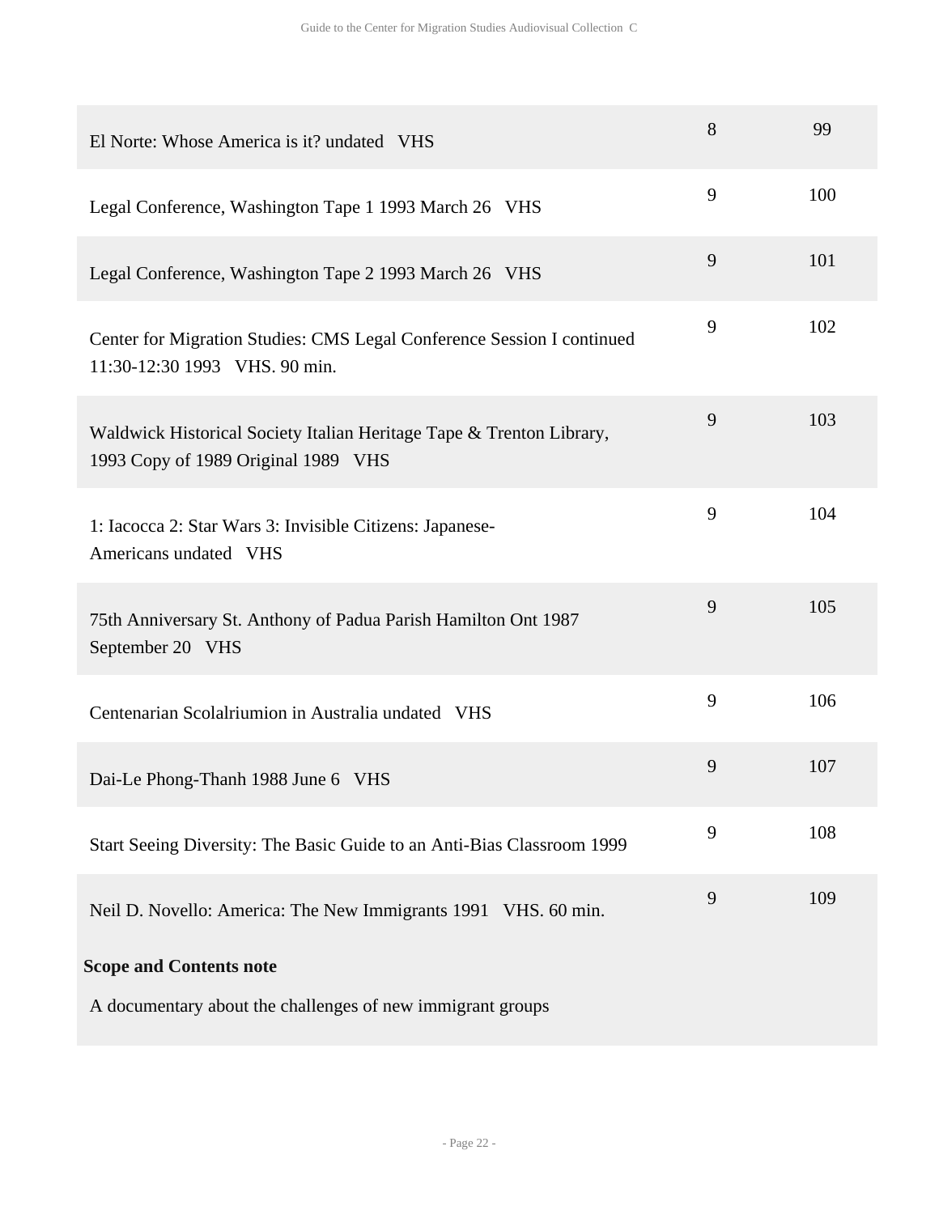| | | |
|---|---|---|
| El Norte: Whose America is it? undated VHS | 8 | 99 |
| Legal Conference, Washington Tape 1 1993 March 26 VHS | 9 | 100 |
| Legal Conference, Washington Tape 2 1993 March 26 VHS | 9 | 101 |
| Center for Migration Studies: CMS Legal Conference Session I continued 11:30-12:30 1993 VHS. 90 min. | 9 | 102 |
| Waldwick Historical Society Italian Heritage Tape & Trenton Library, 1993 Copy of 1989 Original 1989 VHS | 9 | 103 |
| 1: Iacocca 2: Star Wars 3: Invisible Citizens: Japanese-Americans undated VHS | 9 | 104 |
| 75th Anniversary St. Anthony of Padua Parish Hamilton Ont 1987 September 20 VHS | 9 | 105 |
| Centenarian Scolalriumion in Australia undated VHS | 9 | 106 |
| Dai-Le Phong-Thanh 1988 June 6 VHS | 9 | 107 |
| Start Seeing Diversity: The Basic Guide to an Anti-Bias Classroom 1999 | 9 | 108 |
| Neil D. Novello: America: The New Immigrants 1991 VHS. 60 min. | 9 | 109 |

**Scope and Contents note**

A documentary about the challenges of new immigrant groups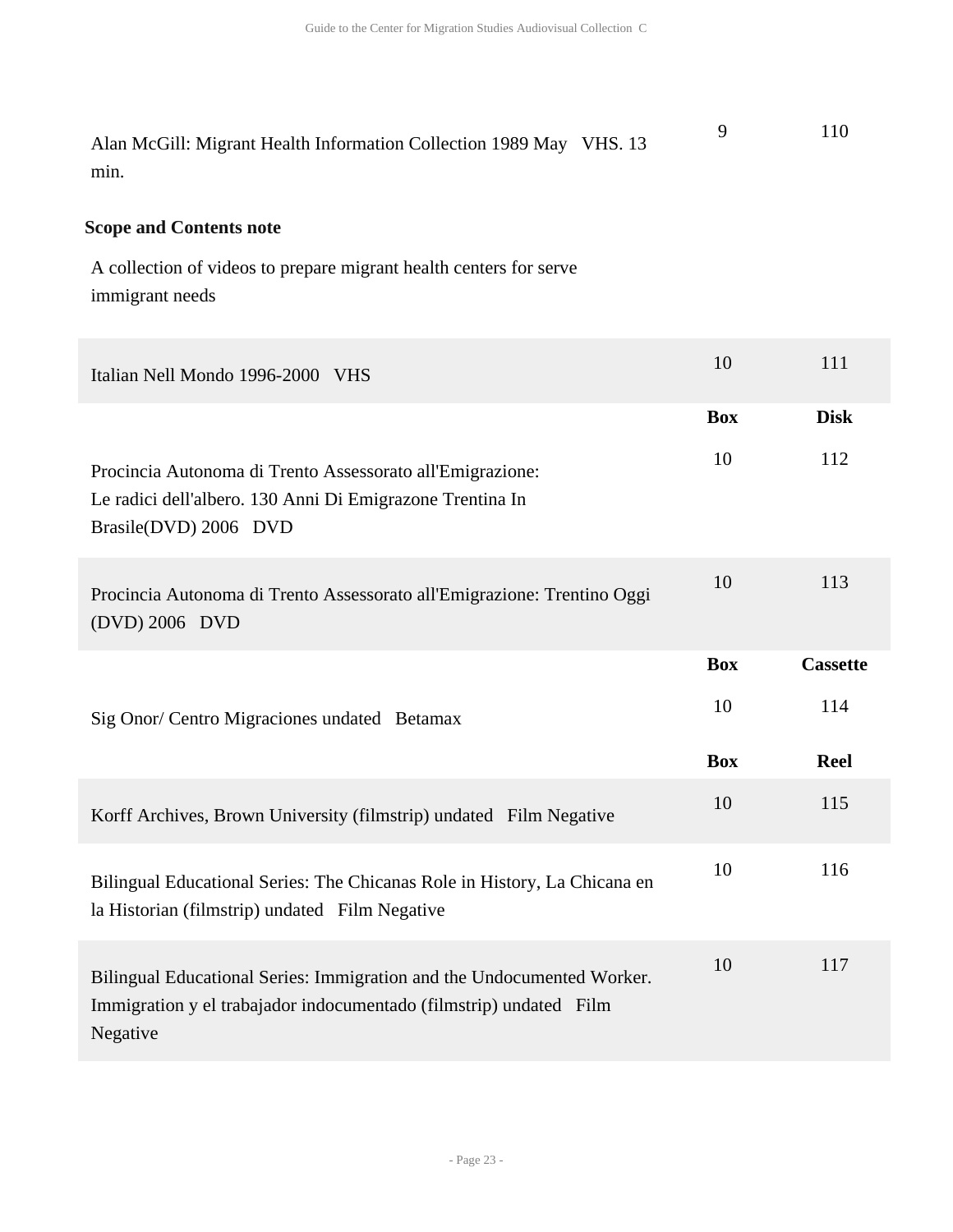| | | |
|---|---|---|
| Alan McGill: Migrant Health Information Collection 1989 May VHS. 13 min. | 9 | 110 |

**Scope and Contents note**

A collection of videos to prepare migrant health centers for serve immigrant needs

| | | |
|---|---|---|
| Italian Nell Mondo 1996-2000 VHS | 10 | 111 |

| | Box | Disk |
|---|---|---|
| Procincia Autonoma di Trento Assessorato all'Emigrazione: Le radici dell'albero. 130 Anni Di Emigrazone Trentina In Brasile(DVD) 2006 DVD | 10 | 112 |
| Procincia Autonoma di Trento Assessorato all'Emigrazione: Trentino Oggi (DVD) 2006 DVD | 10 | 113 |

| | Box | Cassette |
|---|---|---|
| Sig Onor/ Centro Migraciones undated Betamax | 10 | 114 |

| | Box | Reel |
|---|---|---|
| Korff Archives, Brown University (filmstrip) undated Film Negative | 10 | 115 |
| Bilingual Educational Series: The Chicanas Role in History, La Chicana en la Historian (filmstrip) undated Film Negative | 10 | 116 |
| Bilingual Educational Series: Immigration and the Undocumented Worker. Immigration y el trabajador indocumentado (filmstrip) undated Film Negative | 10 | 117 |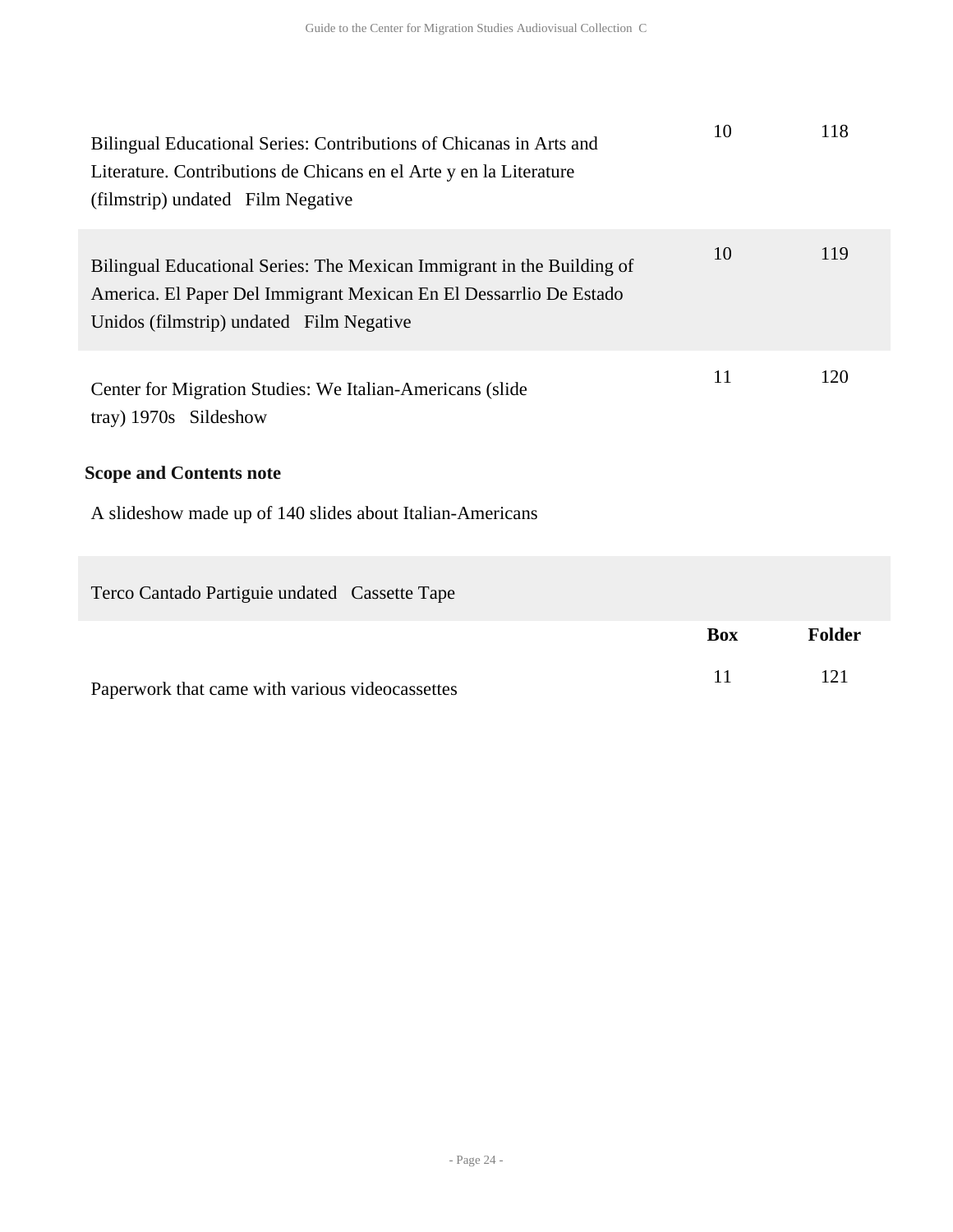| | | |
|---|---|---|
| Bilingual Educational Series: Contributions of Chicanas in Arts and Literature. Contributions de Chicans en el Arte y en la Literature (filmstrip) undated Film Negative | 10 | 118 |
| Bilingual Educational Series: The Mexican Immigrant in the Building of America. El Paper Del Immigrant Mexican En El Dessarrlio De Estado Unidos (filmstrip) undated Film Negative | 10 | 119 |
| Center for Migration Studies: We Italian-Americans (slide tray) 1970s Sildeshow | 11 | 120 |

**Scope and Contents note**

A slideshow made up of 140 slides about Italian-Americans

Terco Cantado Partiguie undated Cassette Tape

| | Box | Folder |
|---|---|---|
| Paperwork that came with various videocassettes | 11 | 121 |